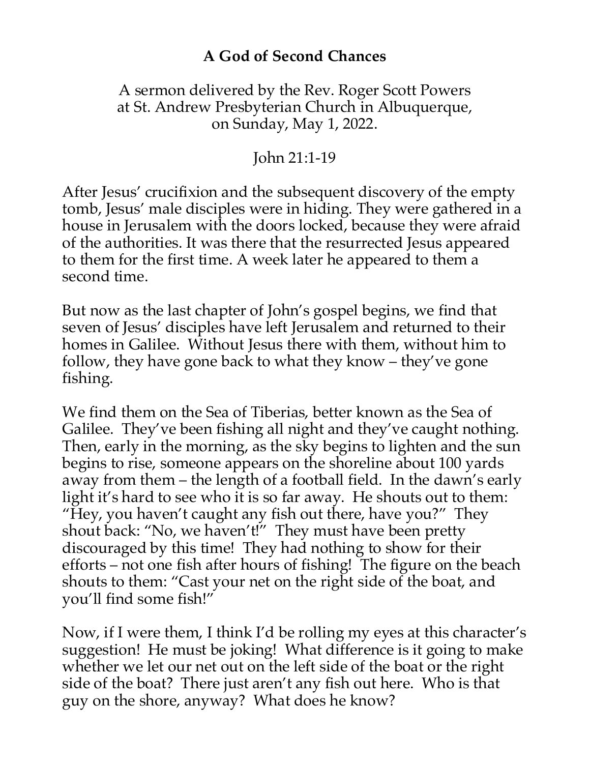# A God of Second Chances

A sermon delivered by the Rev. Roger Scott Powers
at St. Andrew Presbyterian Church in Albuquerque,
on Sunday, May 1, 2022.

John 21:1-19

After Jesus' crucifixion and the subsequent discovery of the empty tomb, Jesus' male disciples were in hiding. They were gathered in a house in Jerusalem with the doors locked, because they were afraid of the authorities. It was there that the resurrected Jesus appeared to them for the first time. A week later he appeared to them a second time.

But now as the last chapter of John's gospel begins, we find that seven of Jesus' disciples have left Jerusalem and returned to their homes in Galilee. Without Jesus there with them, without him to follow, they have gone back to what they know – they've gone fishing.

We find them on the Sea of Tiberias, better known as the Sea of Galilee. They've been fishing all night and they've caught nothing. Then, early in the morning, as the sky begins to lighten and the sun begins to rise, someone appears on the shoreline about 100 yards away from them – the length of a football field. In the dawn's early light it's hard to see who it is so far away. He shouts out to them: "Hey, you haven't caught any fish out there, have you?" They shout back: "No, we haven't!" They must have been pretty discouraged by this time! They had nothing to show for their efforts – not one fish after hours of fishing! The figure on the beach shouts to them: "Cast your net on the right side of the boat, and you'll find some fish!"

Now, if I were them, I think I'd be rolling my eyes at this character's suggestion! He must be joking! What difference is it going to make whether we let our net out on the left side of the boat or the right side of the boat? There just aren't any fish out here. Who is that guy on the shore, anyway? What does he know?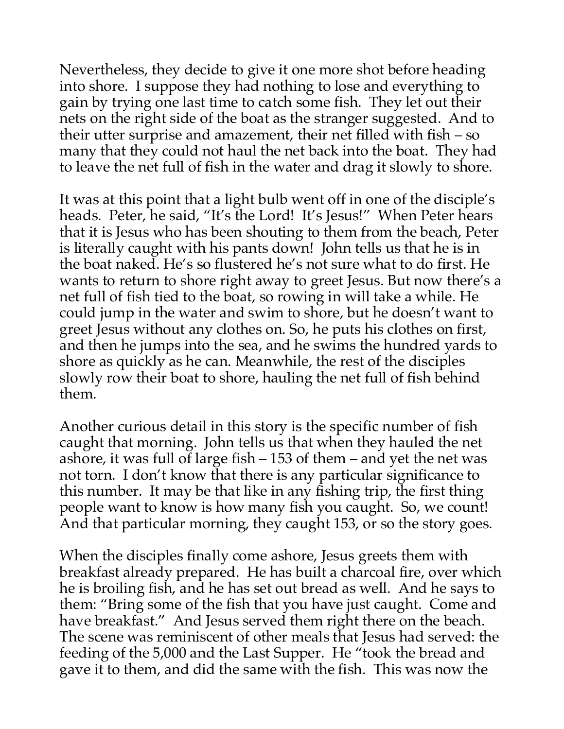Nevertheless, they decide to give it one more shot before heading into shore. I suppose they had nothing to lose and everything to gain by trying one last time to catch some fish. They let out their nets on the right side of the boat as the stranger suggested. And to their utter surprise and amazement, their net filled with fish – so many that they could not haul the net back into the boat. They had to leave the net full of fish in the water and drag it slowly to shore.

It was at this point that a light bulb went off in one of the disciple's heads. Peter, he said, "It's the Lord! It's Jesus!" When Peter hears that it is Jesus who has been shouting to them from the beach, Peter is literally caught with his pants down! John tells us that he is in the boat naked. He's so flustered he's not sure what to do first. He wants to return to shore right away to greet Jesus. But now there's a net full of fish tied to the boat, so rowing in will take a while. He could jump in the water and swim to shore, but he doesn't want to greet Jesus without any clothes on. So, he puts his clothes on first, and then he jumps into the sea, and he swims the hundred yards to shore as quickly as he can. Meanwhile, the rest of the disciples slowly row their boat to shore, hauling the net full of fish behind them.

Another curious detail in this story is the specific number of fish caught that morning. John tells us that when they hauled the net ashore, it was full of large fish – 153 of them – and yet the net was not torn. I don't know that there is any particular significance to this number. It may be that like in any fishing trip, the first thing people want to know is how many fish you caught. So, we count! And that particular morning, they caught 153, or so the story goes.

When the disciples finally come ashore, Jesus greets them with breakfast already prepared. He has built a charcoal fire, over which he is broiling fish, and he has set out bread as well. And he says to them: "Bring some of the fish that you have just caught. Come and have breakfast." And Jesus served them right there on the beach. The scene was reminiscent of other meals that Jesus had served: the feeding of the 5,000 and the Last Supper. He "took the bread and gave it to them, and did the same with the fish. This was now the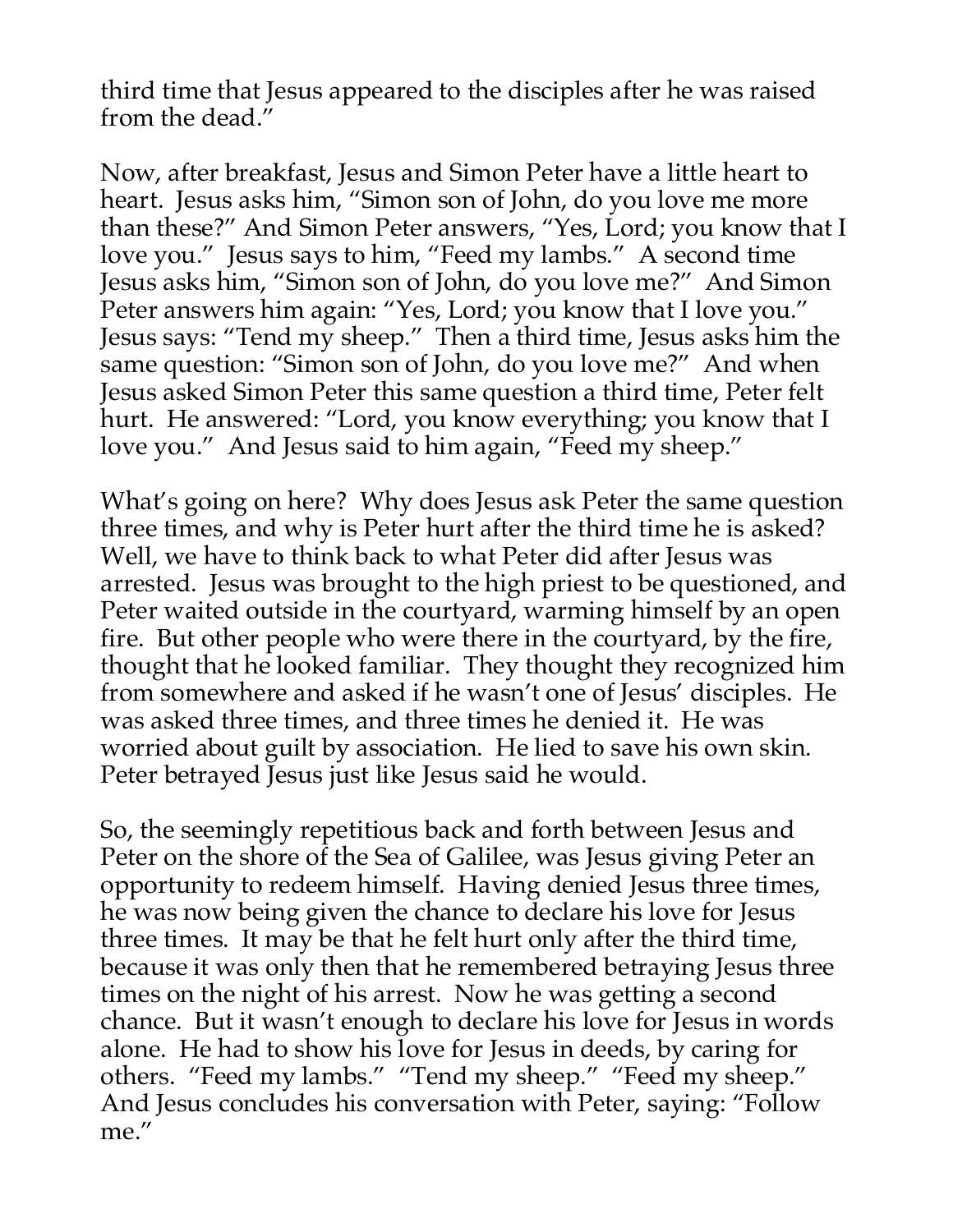third time that Jesus appeared to the disciples after he was raised from the dead."

Now, after breakfast, Jesus and Simon Peter have a little heart to heart. Jesus asks him, "Simon son of John, do you love me more than these?" And Simon Peter answers, "Yes, Lord; you know that I love you." Jesus says to him, "Feed my lambs." A second time Jesus asks him, "Simon son of John, do you love me?" And Simon Peter answers him again: "Yes, Lord; you know that I love you." Jesus says: "Tend my sheep." Then a third time, Jesus asks him the same question: "Simon son of John, do you love me?" And when Jesus asked Simon Peter this same question a third time, Peter felt hurt. He answered: "Lord, you know everything; you know that I love you." And Jesus said to him again, "Feed my sheep."

What's going on here? Why does Jesus ask Peter the same question three times, and why is Peter hurt after the third time he is asked? Well, we have to think back to what Peter did after Jesus was arrested. Jesus was brought to the high priest to be questioned, and Peter waited outside in the courtyard, warming himself by an open fire. But other people who were there in the courtyard, by the fire, thought that he looked familiar. They thought they recognized him from somewhere and asked if he wasn't one of Jesus' disciples. He was asked three times, and three times he denied it. He was worried about guilt by association. He lied to save his own skin. Peter betrayed Jesus just like Jesus said he would.

So, the seemingly repetitious back and forth between Jesus and Peter on the shore of the Sea of Galilee, was Jesus giving Peter an opportunity to redeem himself. Having denied Jesus three times, he was now being given the chance to declare his love for Jesus three times. It may be that he felt hurt only after the third time, because it was only then that he remembered betraying Jesus three times on the night of his arrest. Now he was getting a second chance. But it wasn't enough to declare his love for Jesus in words alone. He had to show his love for Jesus in deeds, by caring for others. "Feed my lambs." "Tend my sheep." "Feed my sheep." And Jesus concludes his conversation with Peter, saying: "Follow me."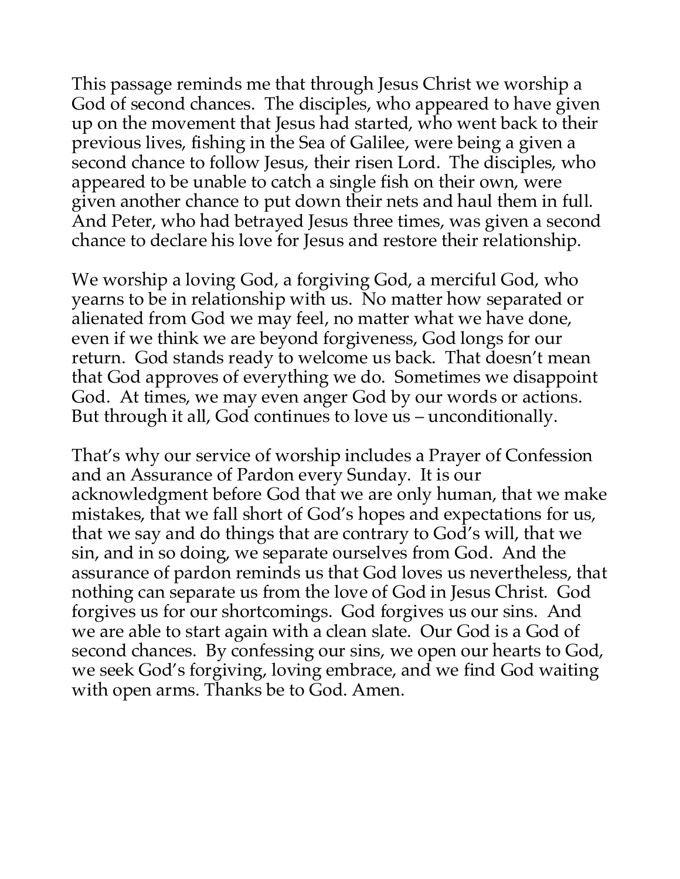This passage reminds me that through Jesus Christ we worship a God of second chances. The disciples, who appeared to have given up on the movement that Jesus had started, who went back to their previous lives, fishing in the Sea of Galilee, were being a given a second chance to follow Jesus, their risen Lord. The disciples, who appeared to be unable to catch a single fish on their own, were given another chance to put down their nets and haul them in full. And Peter, who had betrayed Jesus three times, was given a second chance to declare his love for Jesus and restore their relationship.

We worship a loving God, a forgiving God, a merciful God, who yearns to be in relationship with us. No matter how separated or alienated from God we may feel, no matter what we have done, even if we think we are beyond forgiveness, God longs for our return. God stands ready to welcome us back. That doesn't mean that God approves of everything we do. Sometimes we disappoint God. At times, we may even anger God by our words or actions. But through it all, God continues to love us – unconditionally.

That's why our service of worship includes a Prayer of Confession and an Assurance of Pardon every Sunday. It is our acknowledgment before God that we are only human, that we make mistakes, that we fall short of God's hopes and expectations for us, that we say and do things that are contrary to God's will, that we sin, and in so doing, we separate ourselves from God. And the assurance of pardon reminds us that God loves us nevertheless, that nothing can separate us from the love of God in Jesus Christ. God forgives us for our shortcomings. God forgives us our sins. And we are able to start again with a clean slate. Our God is a God of second chances. By confessing our sins, we open our hearts to God, we seek God's forgiving, loving embrace, and we find God waiting with open arms. Thanks be to God. Amen.